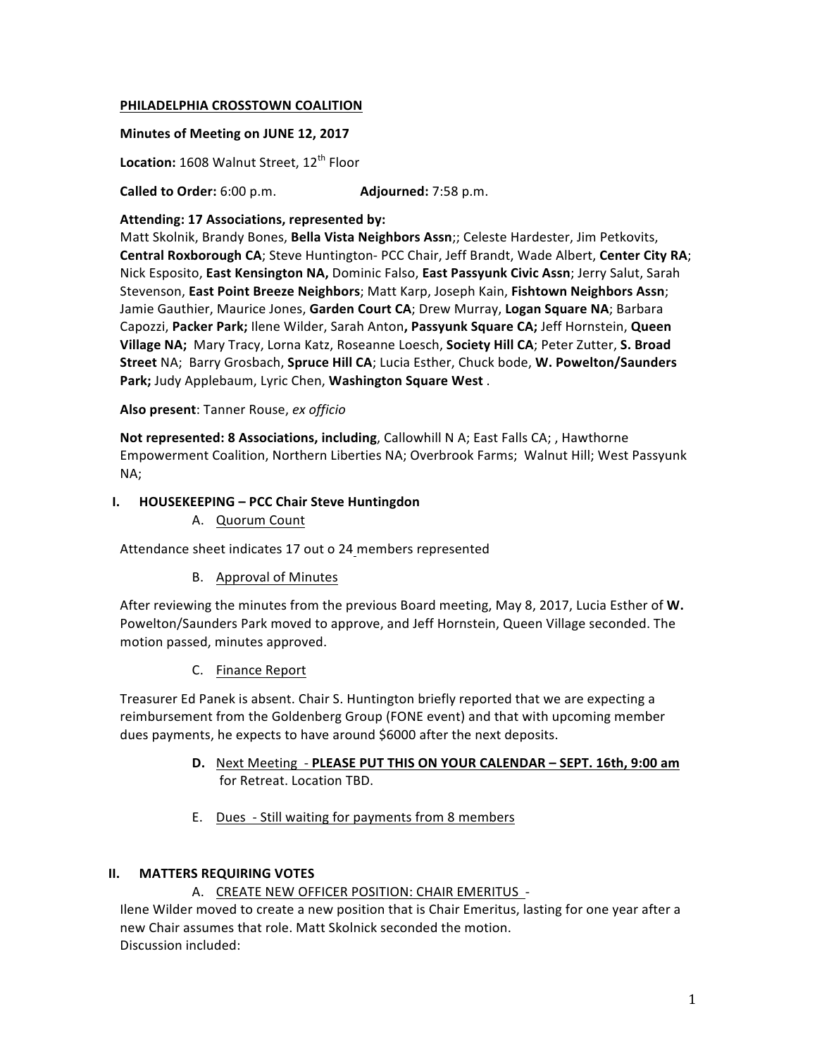**PHILADELPHIA CROSSTOWN COALITION**

**Minutes of Meeting on JUNE 12, 2017**

**Location:** 1608 Walnut Street, 12th Floor

**Called to Order:** 6:00 p.m.  **Adjourned:** 7:58 p.m.

**Attending: 17 Associations, represented by:**
Matt Skolnik, Brandy Bones, **Bella Vista Neighbors Assn**;; Celeste Hardester, Jim Petkovits, **Central Roxborough CA**; Steve Huntington- PCC Chair, Jeff Brandt, Wade Albert, **Center City RA**; Nick Esposito, **East Kensington NA,** Dominic Falso, **East Passyunk Civic Assn**; Jerry Salut, Sarah Stevenson, **East Point Breeze Neighbors**; Matt Karp, Joseph Kain, **Fishtown Neighbors Assn**; Jamie Gauthier, Maurice Jones, **Garden Court CA**; Drew Murray, **Logan Square NA**; Barbara Capozzi, **Packer Park;** Ilene Wilder, Sarah Anton**, Passyunk Square CA;** Jeff Hornstein, **Queen Village NA;** Mary Tracy, Lorna Katz, Roseanne Loesch, **Society Hill CA**; Peter Zutter, **S. Broad Street** NA; Barry Grosbach, **Spruce Hill CA**; Lucia Esther, Chuck bode, **W. Powelton/Saunders Park;** Judy Applebaum, Lyric Chen, **Washington Square West** .

**Also present**: Tanner Rouse, *ex officio*

**Not represented: 8 Associations, including**, Callowhill N A; East Falls CA; , Hawthorne Empowerment Coalition, Northern Liberties NA; Overbrook Farms; Walnut Hill; West Passyunk NA;

## I. HOUSEKEEPING – PCC Chair Steve Huntingdon

A. Quorum Count

Attendance sheet indicates 17 out o 24 members represented

B. Approval of Minutes

After reviewing the minutes from the previous Board meeting, May 8, 2017, Lucia Esther of **W.** Powelton/Saunders Park moved to approve, and Jeff Hornstein, Queen Village seconded. The motion passed, minutes approved.

C. Finance Report

Treasurer Ed Panek is absent. Chair S. Huntington briefly reported that we are expecting a reimbursement from the Goldenberg Group (FONE event) and that with upcoming member dues payments, he expects to have around $6000 after the next deposits.

**D.** Next Meeting - **PLEASE PUT THIS ON YOUR CALENDAR – SEPT. 16th, 9:00 am** for Retreat. Location TBD.

E. Dues - Still waiting for payments from 8 members

## II. MATTERS REQUIRING VOTES

A. CREATE NEW OFFICER POSITION: CHAIR EMERITUS -

Ilene Wilder moved to create a new position that is Chair Emeritus, lasting for one year after a new Chair assumes that role. Matt Skolnick seconded the motion.
Discussion included: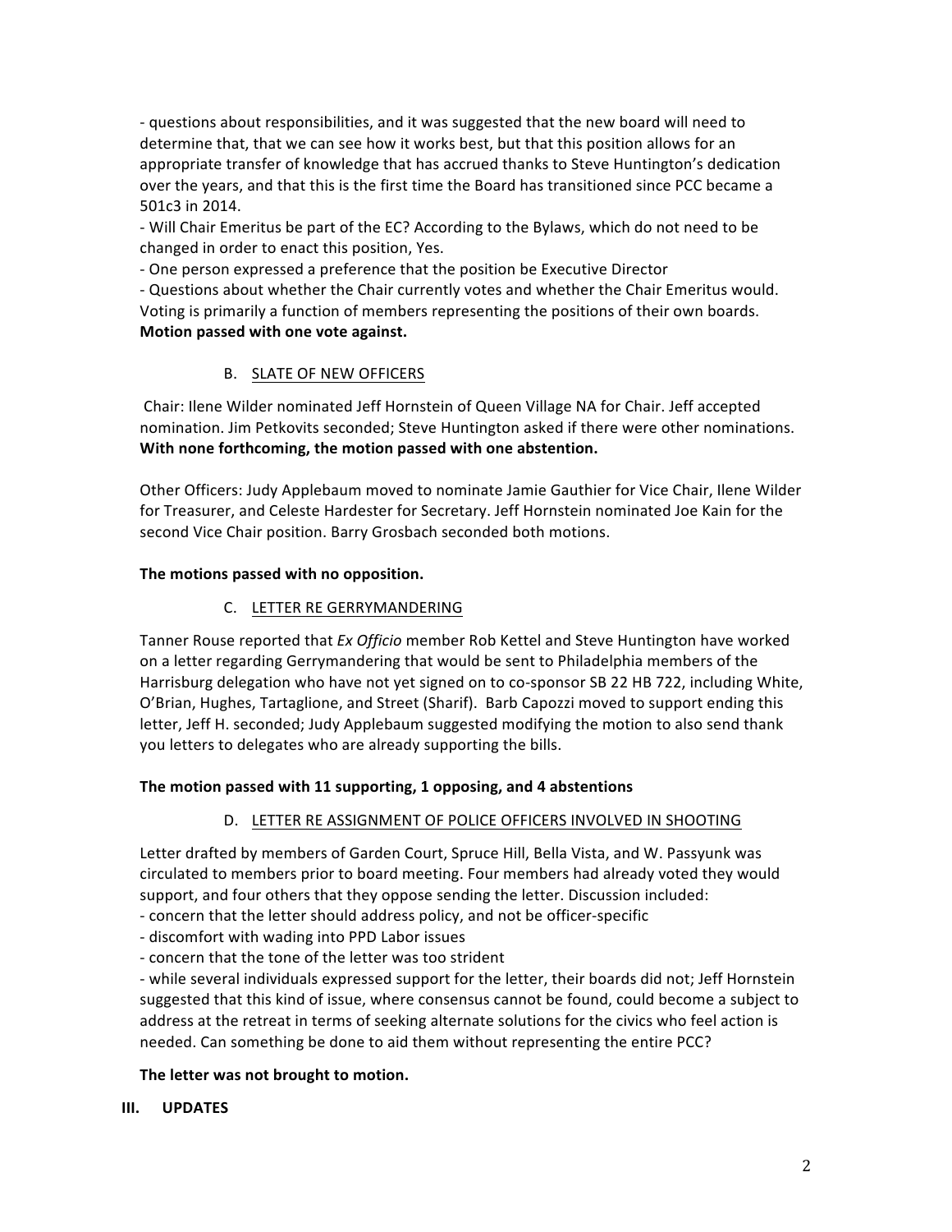- questions about responsibilities, and it was suggested that the new board will need to determine that, that we can see how it works best, but that this position allows for an appropriate transfer of knowledge that has accrued thanks to Steve Huntington's dedication over the years, and that this is the first time the Board has transitioned since PCC became a 501c3 in 2014.
- Will Chair Emeritus be part of the EC? According to the Bylaws, which do not need to be changed in order to enact this position, Yes.
- One person expressed a preference that the position be Executive Director
- Questions about whether the Chair currently votes and whether the Chair Emeritus would. Voting is primarily a function of members representing the positions of their own boards.

**Motion passed with one vote against.**

### B. SLATE OF NEW OFFICERS

Chair: Ilene Wilder nominated Jeff Hornstein of Queen Village NA for Chair. Jeff accepted nomination. Jim Petkovits seconded; Steve Huntington asked if there were other nominations. **With none forthcoming, the motion passed with one abstention.**

Other Officers: Judy Applebaum moved to nominate Jamie Gauthier for Vice Chair, Ilene Wilder for Treasurer, and Celeste Hardester for Secretary. Jeff Hornstein nominated Joe Kain for the second Vice Chair position. Barry Grosbach seconded both motions.

**The motions passed with no opposition.**

### C. LETTER RE GERRYMANDERING

Tanner Rouse reported that *Ex Officio* member Rob Kettel and Steve Huntington have worked on a letter regarding Gerrymandering that would be sent to Philadelphia members of the Harrisburg delegation who have not yet signed on to co-sponsor SB 22 HB 722, including White, O'Brian, Hughes, Tartaglione, and Street (Sharif). Barb Capozzi moved to support ending this letter, Jeff H. seconded; Judy Applebaum suggested modifying the motion to also send thank you letters to delegates who are already supporting the bills.

**The motion passed with 11 supporting, 1 opposing, and 4 abstentions**

### D. LETTER RE ASSIGNMENT OF POLICE OFFICERS INVOLVED IN SHOOTING

Letter drafted by members of Garden Court, Spruce Hill, Bella Vista, and W. Passyunk was circulated to members prior to board meeting. Four members had already voted they would support, and four others that they oppose sending the letter. Discussion included:

- concern that the letter should address policy, and not be officer-specific
- discomfort with wading into PPD Labor issues
- concern that the tone of the letter was too strident
- while several individuals expressed support for the letter, their boards did not; Jeff Hornstein suggested that this kind of issue, where consensus cannot be found, could become a subject to address at the retreat in terms of seeking alternate solutions for the civics who feel action is needed. Can something be done to aid them without representing the entire PCC?

**The letter was not brought to motion.**

## III. UPDATES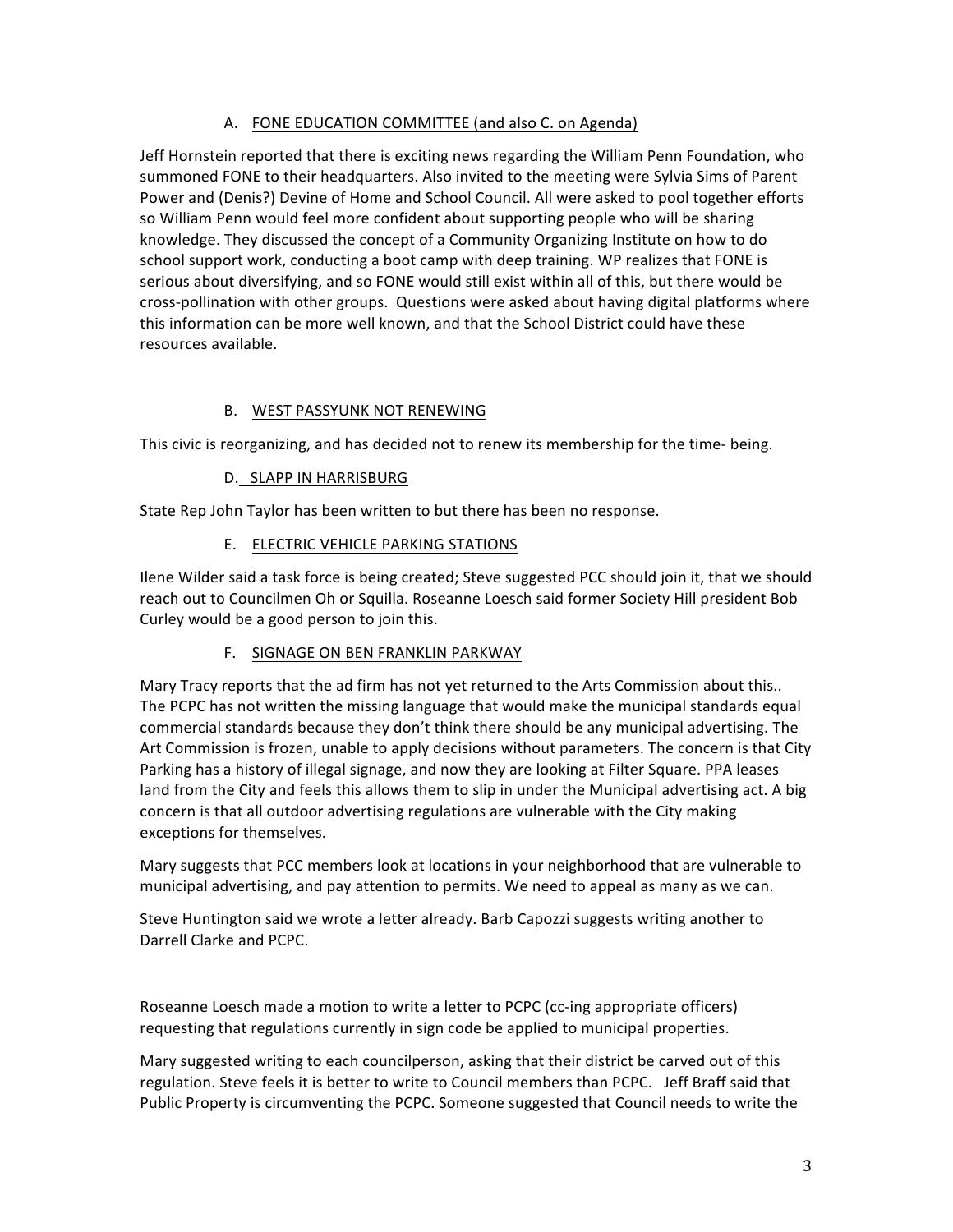### A. FONE EDUCATION COMMITTEE (and also C. on Agenda)

Jeff Hornstein reported that there is exciting news regarding the William Penn Foundation, who summoned FONE to their headquarters. Also invited to the meeting were Sylvia Sims of Parent Power and (Denis?) Devine of Home and School Council. All were asked to pool together efforts so William Penn would feel more confident about supporting people who will be sharing knowledge. They discussed the concept of a Community Organizing Institute on how to do school support work, conducting a boot camp with deep training. WP realizes that FONE is serious about diversifying, and so FONE would still exist within all of this, but there would be cross-pollination with other groups. Questions were asked about having digital platforms where this information can be more well known, and that the School District could have these resources available.

### B. WEST PASSYUNK NOT RENEWING

This civic is reorganizing, and has decided not to renew its membership for the time- being.

### D. SLAPP IN HARRISBURG

State Rep John Taylor has been written to but there has been no response.

### E. ELECTRIC VEHICLE PARKING STATIONS

Ilene Wilder said a task force is being created; Steve suggested PCC should join it, that we should reach out to Councilmen Oh or Squilla. Roseanne Loesch said former Society Hill president Bob Curley would be a good person to join this.

### F. SIGNAGE ON BEN FRANKLIN PARKWAY

Mary Tracy reports that the ad firm has not yet returned to the Arts Commission about this.. The PCPC has not written the missing language that would make the municipal standards equal commercial standards because they don't think there should be any municipal advertising. The Art Commission is frozen, unable to apply decisions without parameters. The concern is that City Parking has a history of illegal signage, and now they are looking at Filter Square. PPA leases land from the City and feels this allows them to slip in under the Municipal advertising act. A big concern is that all outdoor advertising regulations are vulnerable with the City making exceptions for themselves.

Mary suggests that PCC members look at locations in your neighborhood that are vulnerable to municipal advertising, and pay attention to permits. We need to appeal as many as we can.

Steve Huntington said we wrote a letter already. Barb Capozzi suggests writing another to Darrell Clarke and PCPC.

Roseanne Loesch made a motion to write a letter to PCPC (cc-ing appropriate officers) requesting that regulations currently in sign code be applied to municipal properties.

Mary suggested writing to each councilperson, asking that their district be carved out of this regulation. Steve feels it is better to write to Council members than PCPC. Jeff Braff said that Public Property is circumventing the PCPC. Someone suggested that Council needs to write the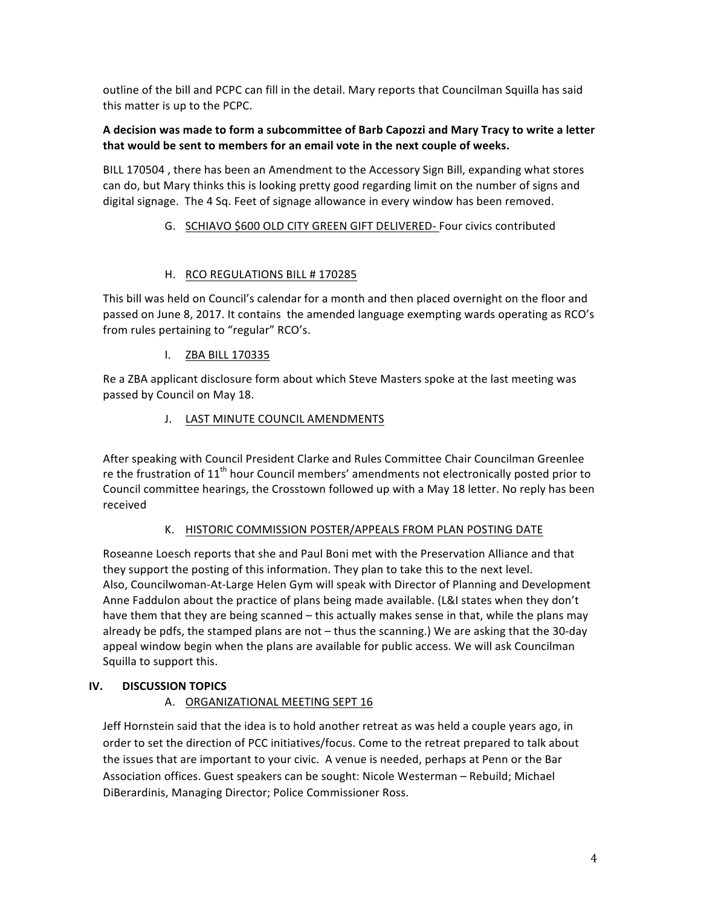outline of the bill and PCPC can fill in the detail. Mary reports that Councilman Squilla has said this matter is up to the PCPC.

**A decision was made to form a subcommittee of Barb Capozzi and Mary Tracy to write a letter that would be sent to members for an email vote in the next couple of weeks.**

BILL 170504 , there has been an Amendment to the Accessory Sign Bill, expanding what stores can do, but Mary thinks this is looking pretty good regarding limit on the number of signs and digital signage. The 4 Sq. Feet of signage allowance in every window has been removed.

G. <u>SCHIAVO $600 OLD CITY GREEN GIFT DELIVERED-</u> Four civics contributed

H. <u>RCO REGULATIONS BILL # 170285</u>

This bill was held on Council's calendar for a month and then placed overnight on the floor and passed on June 8, 2017. It contains the amended language exempting wards operating as RCO's from rules pertaining to "regular" RCO's.

I. <u>ZBA BILL 170335</u>

Re a ZBA applicant disclosure form about which Steve Masters spoke at the last meeting was passed by Council on May 18.

J. <u>LAST MINUTE COUNCIL AMENDMENTS</u>

After speaking with Council President Clarke and Rules Committee Chair Councilman Greenlee re the frustration of 11th hour Council members' amendments not electronically posted prior to Council committee hearings, the Crosstown followed up with a May 18 letter. No reply has been received

K. <u>HISTORIC COMMISSION POSTER/APPEALS FROM PLAN POSTING DATE</u>

Roseanne Loesch reports that she and Paul Boni met with the Preservation Alliance and that they support the posting of this information. They plan to take this to the next level.
Also, Councilwoman-At-Large Helen Gym will speak with Director of Planning and Development Anne Faddulon about the practice of plans being made available. (L&I states when they don't have them that they are being scanned – this actually makes sense in that, while the plans may already be pdfs, the stamped plans are not – thus the scanning.) We are asking that the 30-day appeal window begin when the plans are available for public access. We will ask Councilman Squilla to support this.

## IV. DISCUSSION TOPICS

A. <u>ORGANIZATIONAL MEETING SEPT 16</u>

Jeff Hornstein said that the idea is to hold another retreat as was held a couple years ago, in order to set the direction of PCC initiatives/focus. Come to the retreat prepared to talk about the issues that are important to your civic. A venue is needed, perhaps at Penn or the Bar Association offices. Guest speakers can be sought: Nicole Westerman – Rebuild; Michael DiBerardinis, Managing Director; Police Commissioner Ross.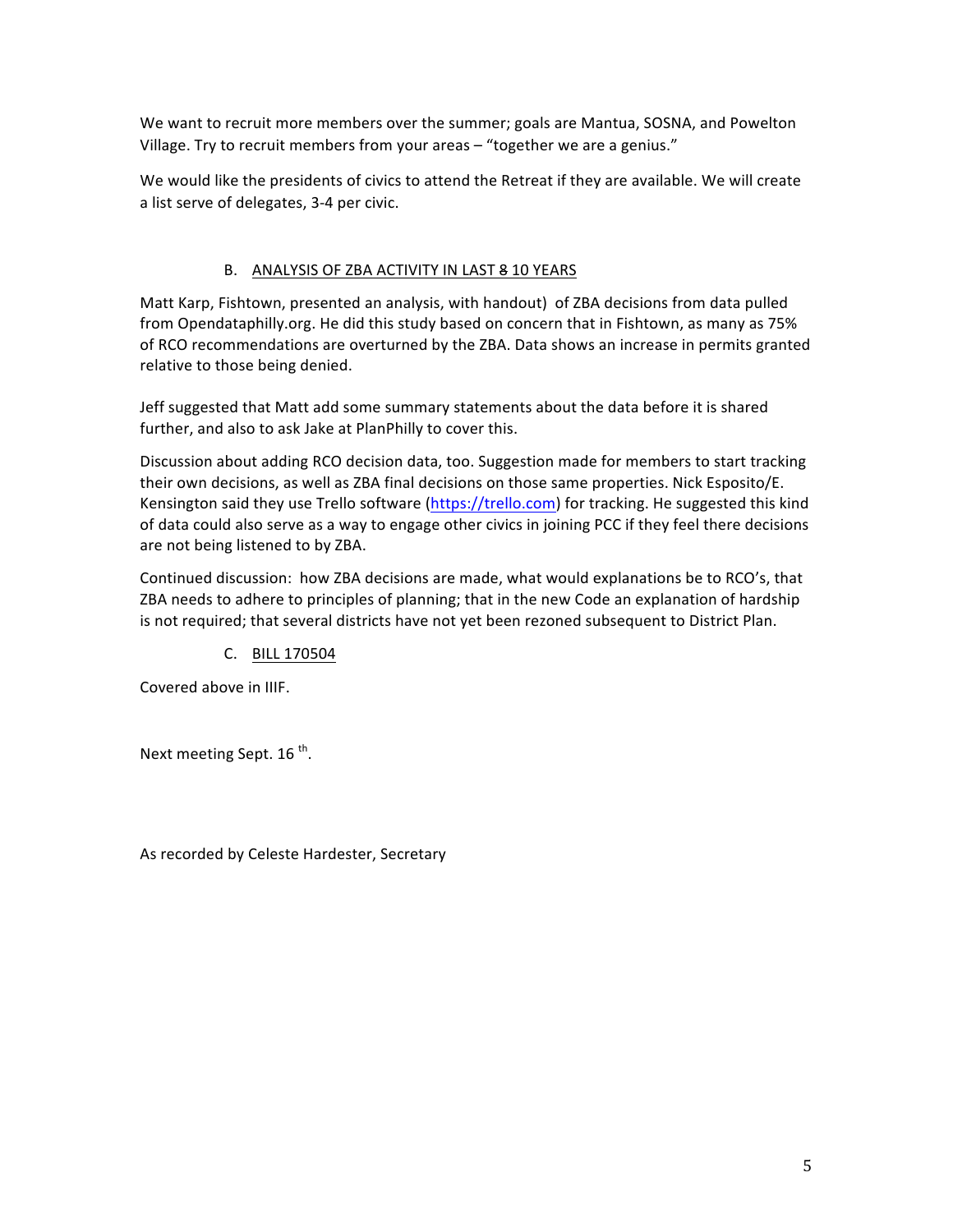We want to recruit more members over the summer; goals are Mantua, SOSNA, and Powelton Village. Try to recruit members from your areas – "together we are a genius."

We would like the presidents of civics to attend the Retreat if they are available. We will create a list serve of delegates, 3-4 per civic.

B. ANALYSIS OF ZBA ACTIVITY IN LAST ~~8~~ 10 YEARS

Matt Karp, Fishtown, presented an analysis, with handout) of ZBA decisions from data pulled from Opendataphilly.org. He did this study based on concern that in Fishtown, as many as 75% of RCO recommendations are overturned by the ZBA. Data shows an increase in permits granted relative to those being denied.

Jeff suggested that Matt add some summary statements about the data before it is shared further, and also to ask Jake at PlanPhilly to cover this.

Discussion about adding RCO decision data, too. Suggestion made for members to start tracking their own decisions, as well as ZBA final decisions on those same properties. Nick Esposito/E. Kensington said they use Trello software (https://trello.com) for tracking. He suggested this kind of data could also serve as a way to engage other civics in joining PCC if they feel there decisions are not being listened to by ZBA.

Continued discussion: how ZBA decisions are made, what would explanations be to RCO's, that ZBA needs to adhere to principles of planning; that in the new Code an explanation of hardship is not required; that several districts have not yet been rezoned subsequent to District Plan.

C. BILL 170504

Covered above in IIIF.

Next meeting Sept. 16th.

As recorded by Celeste Hardester, Secretary